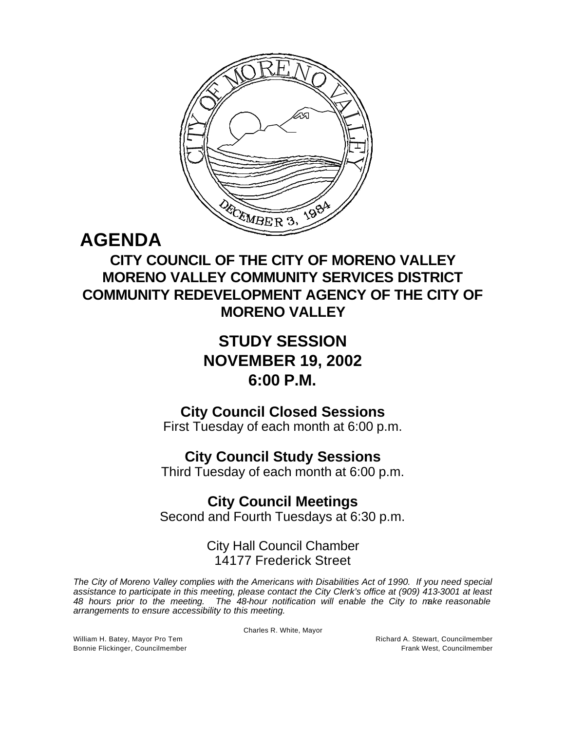# AGENDA

## CITY COUNCIL OF THE CITY OF MORENO VALLEY
## MORENO VALLEY COMMUNITY SERVICES DISTRICT
## COMMUNITY REDEVELOPMENT AGENCY OF THE CITY OF MORENO VALLEY

## STUDY SESSION
## NOVEMBER 19, 2002
## 6:00 P.M.

### City Council Closed Sessions
First Tuesday of each month at 6:00 p.m.

### City Council Study Sessions
Third Tuesday of each month at 6:00 p.m.

### City Council Meetings
Second and Fourth Tuesdays at 6:30 p.m.

City Hall Council Chamber
14177 Frederick Street

*The City of Moreno Valley complies with the Americans with Disabilities Act of 1990. If you need special assistance to participate in this meeting, please contact the City Clerk's office at (909) 413-3001 at least 48 hours prior to the meeting. The 48-hour notification will enable the City to make reasonable arrangements to ensure accessibility to this meeting.*

Charles R. White, Mayor

William H. Batey, Mayor Pro Tem
Richard A. Stewart, Councilmember
Bonnie Flickinger, Councilmember
Frank West, Councilmember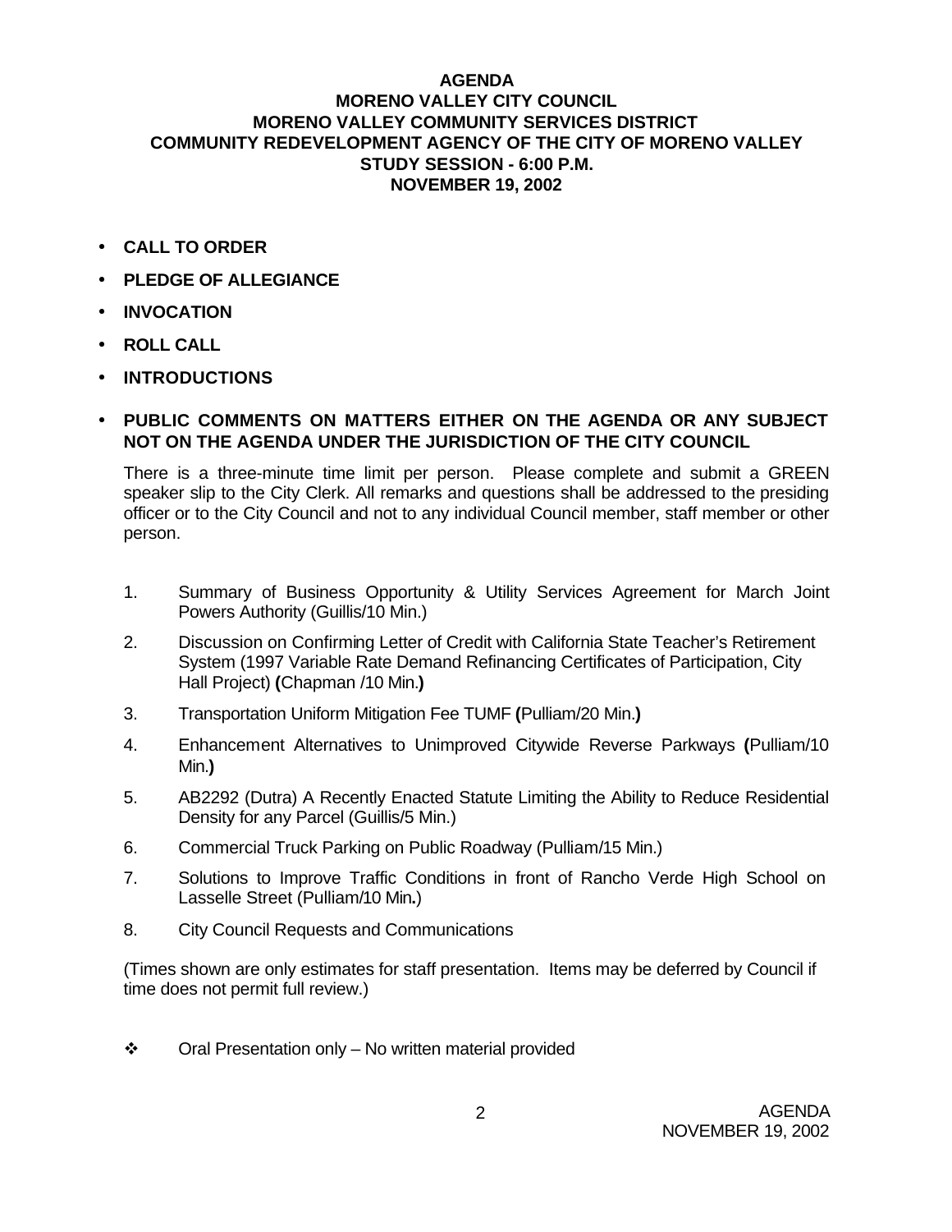# AGENDA
# MORENO VALLEY CITY COUNCIL
# MORENO VALLEY COMMUNITY SERVICES DISTRICT
# COMMUNITY REDEVELOPMENT AGENCY OF THE CITY OF MORENO VALLEY
# STUDY SESSION - 6:00 P.M.
# NOVEMBER 19, 2002

- **CALL TO ORDER**
- **PLEDGE OF ALLEGIANCE**
- **INVOCATION**
- **ROLL CALL**
- **INTRODUCTIONS**
- **PUBLIC COMMENTS ON MATTERS EITHER ON THE AGENDA OR ANY SUBJECT NOT ON THE AGENDA UNDER THE JURISDICTION OF THE CITY COUNCIL**

  There is a three-minute time limit per person. Please complete and submit a GREEN speaker slip to the City Clerk. All remarks and questions shall be addressed to the presiding officer or to the City Council and not to any individual Council member, staff member or other person.

1. Summary of Business Opportunity & Utility Services Agreement for March Joint Powers Authority (Guillis/10 Min.)
2. Discussion on Confirming Letter of Credit with California State Teacher's Retirement System (1997 Variable Rate Demand Refinancing Certificates of Participation, City Hall Project) **(**Chapman /10 Min.**)**
3. Transportation Uniform Mitigation Fee TUMF **(**Pulliam/20 Min.**)**
4. Enhancement Alternatives to Unimproved Citywide Reverse Parkways **(**Pulliam/10 Min.**)**
5. AB2292 (Dutra) A Recently Enacted Statute Limiting the Ability to Reduce Residential Density for any Parcel (Guillis/5 Min.)
6. Commercial Truck Parking on Public Roadway (Pulliam/15 Min.)
7. Solutions to Improve Traffic Conditions in front of Rancho Verde High School on Lasselle Street (Pulliam/10 Min.)
8. City Council Requests and Communications

(Times shown are only estimates for staff presentation. Items may be deferred by Council if time does not permit full review.)

❖ Oral Presentation only – No written material provided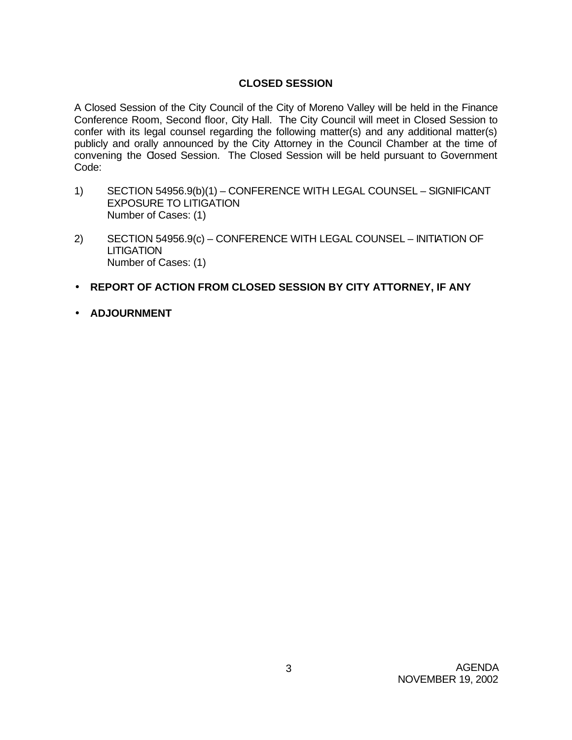## CLOSED SESSION

A Closed Session of the City Council of the City of Moreno Valley will be held in the Finance Conference Room, Second floor, City Hall. The City Council will meet in Closed Session to confer with its legal counsel regarding the following matter(s) and any additional matter(s) publicly and orally announced by the City Attorney in the Council Chamber at the time of convening the Closed Session. The Closed Session will be held pursuant to Government Code:

1) SECTION 54956.9(b)(1) – CONFERENCE WITH LEGAL COUNSEL – SIGNIFICANT EXPOSURE TO LITIGATION
   Number of Cases: (1)

2) SECTION 54956.9(c) – CONFERENCE WITH LEGAL COUNSEL – INITIATION OF LITIGATION
   Number of Cases: (1)

- **REPORT OF ACTION FROM CLOSED SESSION BY CITY ATTORNEY, IF ANY**
- **ADJOURNMENT**